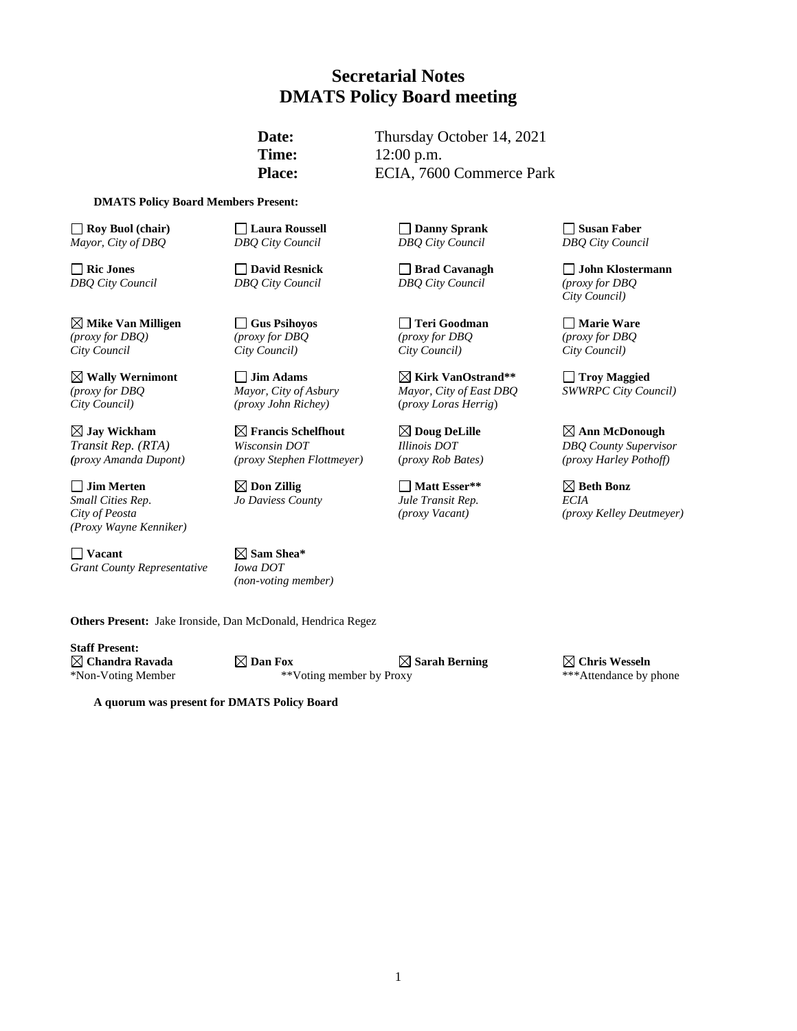# Secretarial Notes
# DMATS Policy Board meeting

**Date:** Thursday October 14, 2021
**Time:** 12:00 p.m.
**Place:** ECIA, 7600 Commerce Park

**DMATS Policy Board Members Present:**

| | | | |
|---|---|---|---|
| ☐ **Roy Buol (chair)**<br>*Mayor, City of DBQ* | ☐ **Laura Roussell**<br>*DBQ City Council* | ☐ **Danny Sprank**<br>*DBQ City Council* | ☐ **Susan Faber**<br>*DBQ City Council* |
| ☐ **Ric Jones**<br>*DBQ City Council* | ☐ **David Resnick**<br>*DBQ City Council* | ☐ **Brad Cavanagh**<br>*DBQ City Council* | ☐ **John Klostermann**<br>*(proxy for DBQ City Council)* |
| ☒ **Mike Van Milligen**<br>*(proxy for DBQ) City Council* | ☐ **Gus Psihoyos**<br>*(proxy for DBQ City Council)* | ☐ **Teri Goodman**<br>*(proxy for DBQ City Council)* | ☐ **Marie Ware**<br>*(proxy for DBQ City Council)* |
| ☒ **Wally Wernimont**<br>*(proxy for DBQ City Council)* | ☐ **Jim Adams**<br>*Mayor, City of Asbury (proxy John Richey)* | ☒ **Kirk VanOstrand****<br>*Mayor, City of East DBQ (proxy Loras Herrig)* | ☐ **Troy Maggied**<br>*SWWRPC City Council)* |
| ☒ **Jay Wickham**<br>*Transit Rep. (RTA) (proxy Amanda Dupont)* | ☒ **Francis Schelfhout**<br>*Wisconsin DOT (proxy Stephen Flottmeyer)* | ☒ **Doug DeLille**<br>*Illinois DOT (proxy Rob Bates)* | ☒ **Ann McDonough**<br>*DBQ County Supervisor (proxy Harley Pothoff)* |
| ☐ **Jim Merten**<br>*Small Cities Rep. City of Peosta (Proxy Wayne Kenniker)* | ☒ **Don Zillig**<br>*Jo Daviess County* | ☐ **Matt Esser****<br>*Jule Transit Rep. (proxy Vacant)* | ☒ **Beth Bonz**<br>*ECIA (proxy Kelley Deutmeyer)* |
| ☐ **Vacant**<br>*Grant County Representative* | ☒ **Sam Shea***<br>*Iowa DOT (non-voting member)* | | |

**Others Present:** Jake Ironside, Dan McDonald, Hendrica Regez

**Staff Present:**

| | | | |
|---|---|---|---|
| ☒ **Chandra Ravada** | ☒ **Dan Fox** | ☒ **Sarah Berning** | ☒ **Chris Wesseln** |

*Non-Voting Member   **Voting member by Proxy   ***Attendance by phone

**A quorum was present for DMATS Policy Board**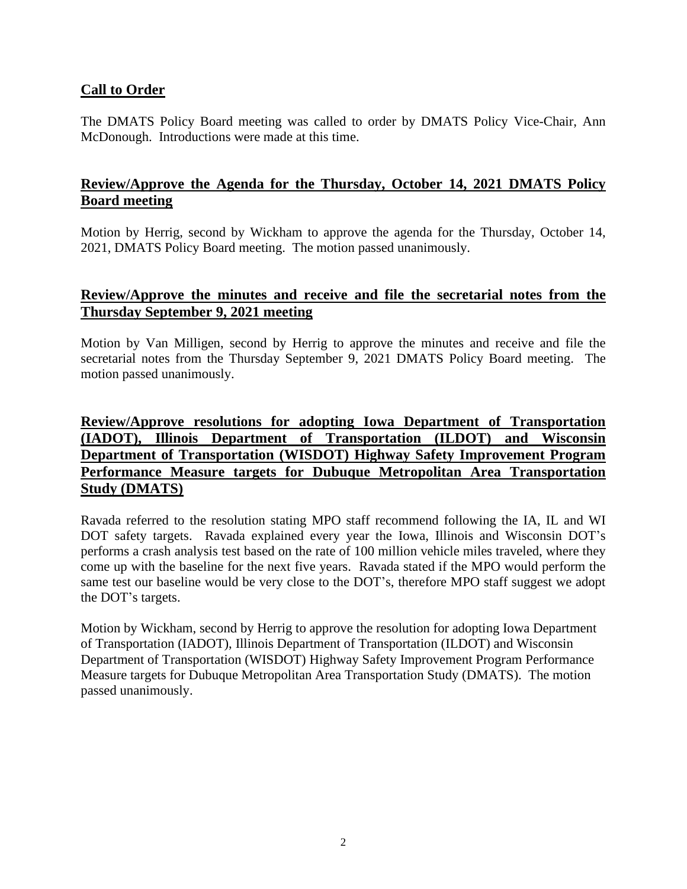## Call to Order

The DMATS Policy Board meeting was called to order by DMATS Policy Vice-Chair, Ann McDonough. Introductions were made at this time.

## Review/Approve the Agenda for the Thursday, October 14, 2021 DMATS Policy Board meeting

Motion by Herrig, second by Wickham to approve the agenda for the Thursday, October 14, 2021, DMATS Policy Board meeting. The motion passed unanimously.

## Review/Approve the minutes and receive and file the secretarial notes from the Thursday September 9, 2021 meeting

Motion by Van Milligen, second by Herrig to approve the minutes and receive and file the secretarial notes from the Thursday September 9, 2021 DMATS Policy Board meeting. The motion passed unanimously.

## Review/Approve resolutions for adopting Iowa Department of Transportation (IADOT), Illinois Department of Transportation (ILDOT) and Wisconsin Department of Transportation (WISDOT) Highway Safety Improvement Program Performance Measure targets for Dubuque Metropolitan Area Transportation Study (DMATS)

Ravada referred to the resolution stating MPO staff recommend following the IA, IL and WI DOT safety targets. Ravada explained every year the Iowa, Illinois and Wisconsin DOT's performs a crash analysis test based on the rate of 100 million vehicle miles traveled, where they come up with the baseline for the next five years. Ravada stated if the MPO would perform the same test our baseline would be very close to the DOT's, therefore MPO staff suggest we adopt the DOT's targets.

Motion by Wickham, second by Herrig to approve the resolution for adopting Iowa Department of Transportation (IADOT), Illinois Department of Transportation (ILDOT) and Wisconsin Department of Transportation (WISDOT) Highway Safety Improvement Program Performance Measure targets for Dubuque Metropolitan Area Transportation Study (DMATS). The motion passed unanimously.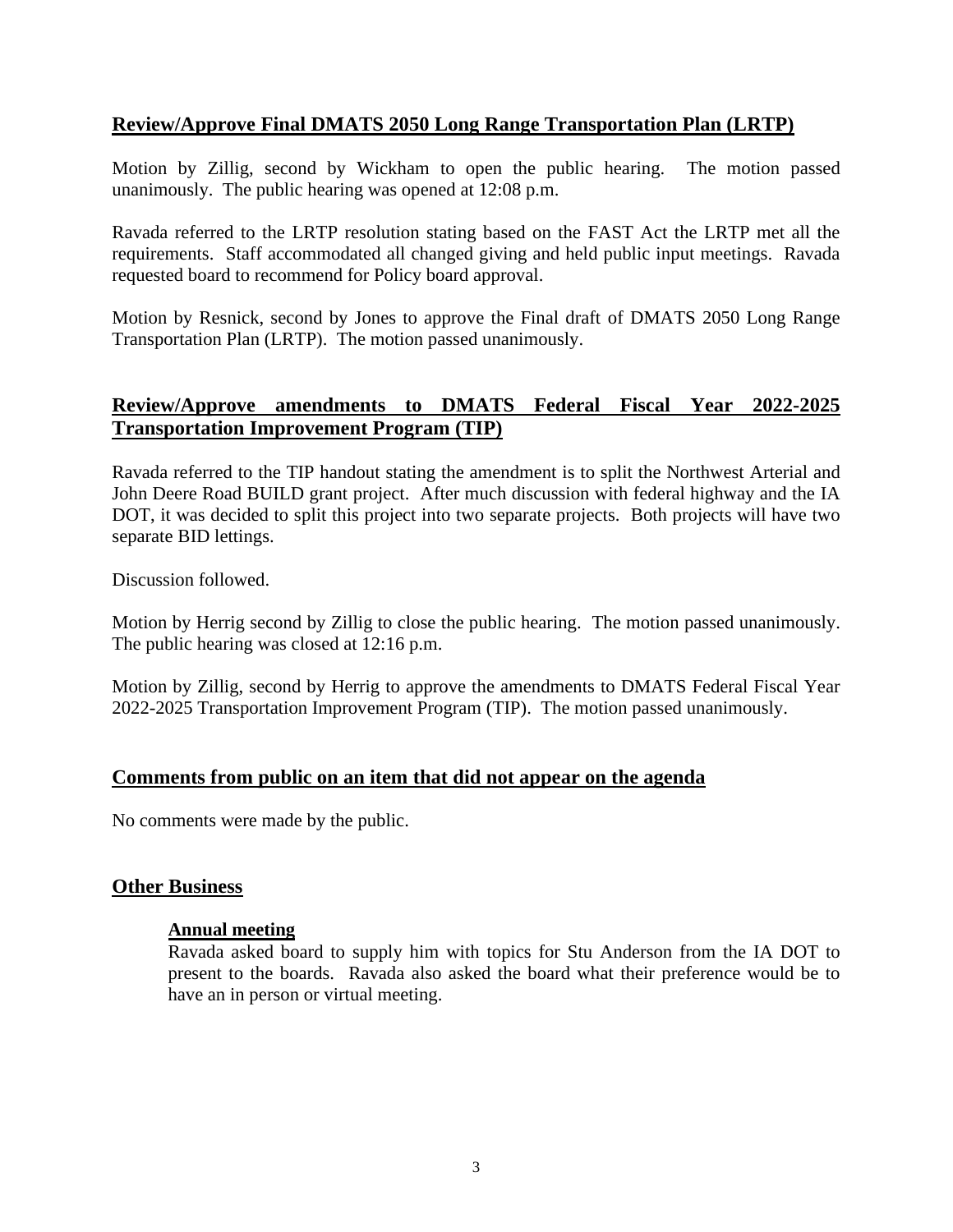## Review/Approve Final DMATS 2050 Long Range Transportation Plan (LRTP)

Motion by Zillig, second by Wickham to open the public hearing. The motion passed unanimously. The public hearing was opened at 12:08 p.m.

Ravada referred to the LRTP resolution stating based on the FAST Act the LRTP met all the requirements. Staff accommodated all changed giving and held public input meetings. Ravada requested board to recommend for Policy board approval.

Motion by Resnick, second by Jones to approve the Final draft of DMATS 2050 Long Range Transportation Plan (LRTP). The motion passed unanimously.

## Review/Approve amendments to DMATS Federal Fiscal Year 2022-2025 Transportation Improvement Program (TIP)

Ravada referred to the TIP handout stating the amendment is to split the Northwest Arterial and John Deere Road BUILD grant project. After much discussion with federal highway and the IA DOT, it was decided to split this project into two separate projects. Both projects will have two separate BID lettings.

Discussion followed.

Motion by Herrig second by Zillig to close the public hearing. The motion passed unanimously. The public hearing was closed at 12:16 p.m.

Motion by Zillig, second by Herrig to approve the amendments to DMATS Federal Fiscal Year 2022-2025 Transportation Improvement Program (TIP). The motion passed unanimously.

## Comments from public on an item that did not appear on the agenda

No comments were made by the public.

## Other Business

### Annual meeting

Ravada asked board to supply him with topics for Stu Anderson from the IA DOT to present to the boards. Ravada also asked the board what their preference would be to have an in person or virtual meeting.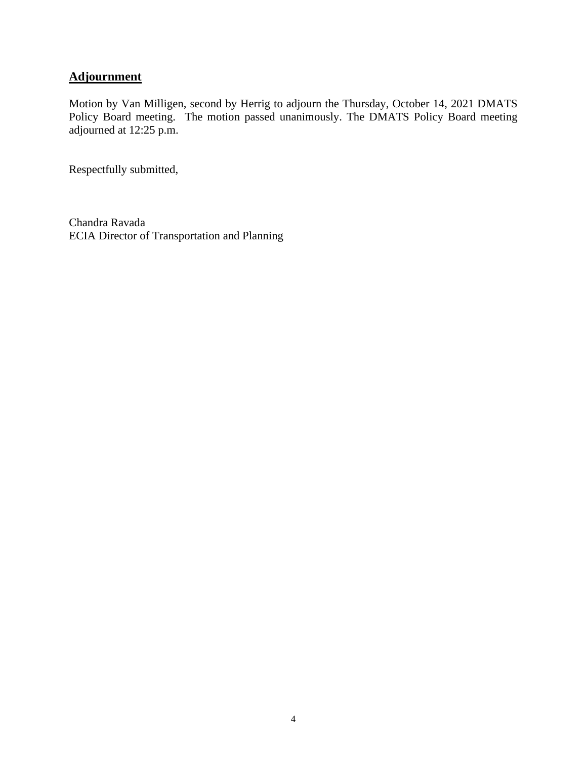## **Adjournment**

Motion by Van Milligen, second by Herrig to adjourn the Thursday, October 14, 2021 DMATS Policy Board meeting. The motion passed unanimously. The DMATS Policy Board meeting adjourned at 12:25 p.m.

Respectfully submitted,

Chandra Ravada
ECIA Director of Transportation and Planning